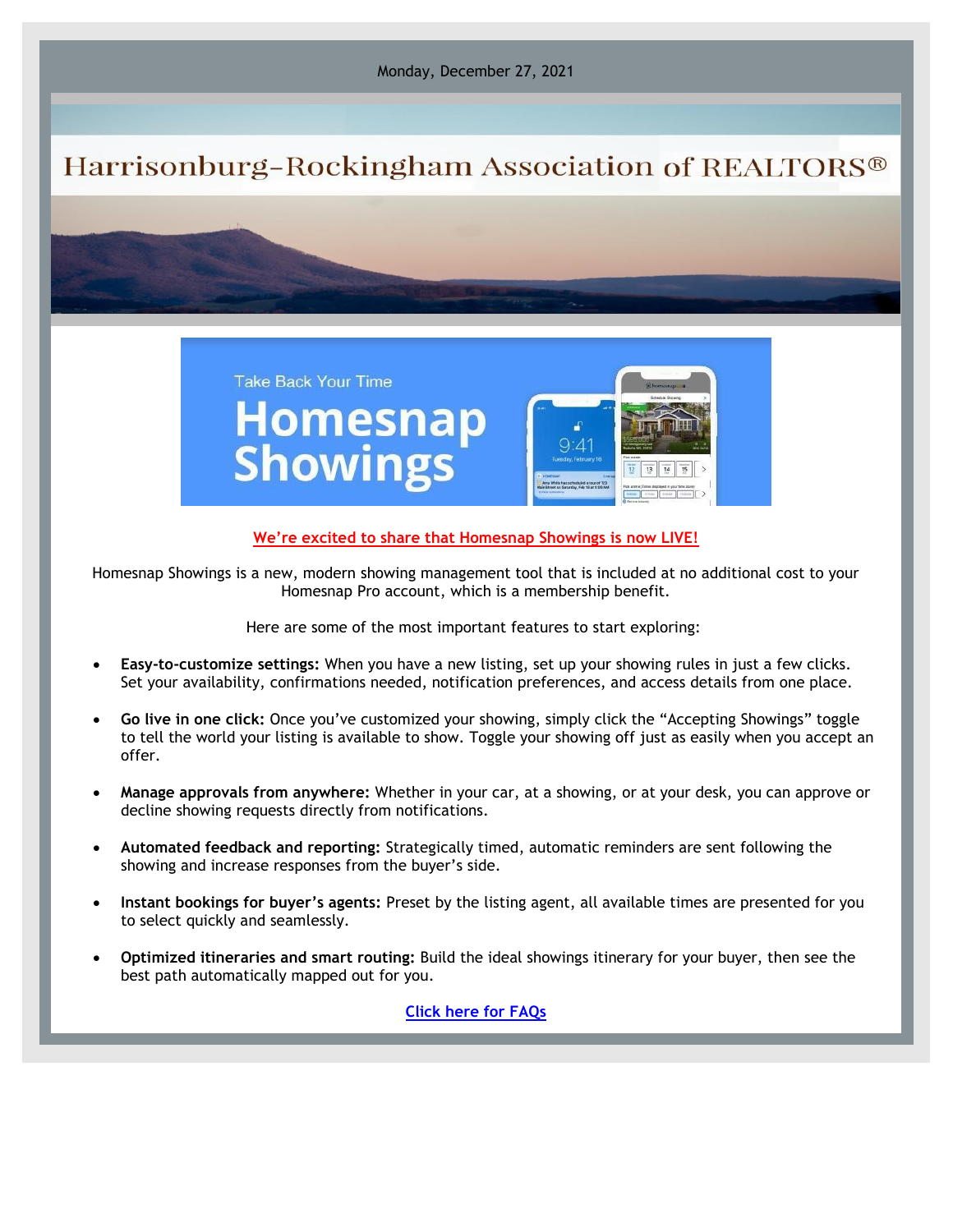Monday, December 27, 2021

# Harrisonburg-Rockingham Association of REALTORS®

Take Back Your Time

# Homesnap Showings

We're excited to share that Homesnap Showings is now LIVE!

Homesnap Showings is a new, modern showing management tool that is included at no additional cost to your Homesnap Pro account, which is a membership benefit.

Here are some of the most important features to start exploring:

- **Easy-to-customize settings:** When you have a new listing, set up your showing rules in just a few clicks. Set your availability, confirmations needed, notification preferences, and access details from one place.
- **Go live in one click:** Once you've customized your showing, simply click the "Accepting Showings" toggle to tell the world your listing is available to show. Toggle your showing off just as easily when you accept an offer.
- **Manage approvals from anywhere:** Whether in your car, at a showing, or at your desk, you can approve or decline showing requests directly from notifications.
- **Automated feedback and reporting:** Strategically timed, automatic reminders are sent following the showing and increase responses from the buyer's side.
- **Instant bookings for buyer's agents:** Preset by the listing agent, all available times are presented for you to select quickly and seamlessly.
- **Optimized itineraries and smart routing:** Build the ideal showings itinerary for your buyer, then see the best path automatically mapped out for you.

Click here for FAQs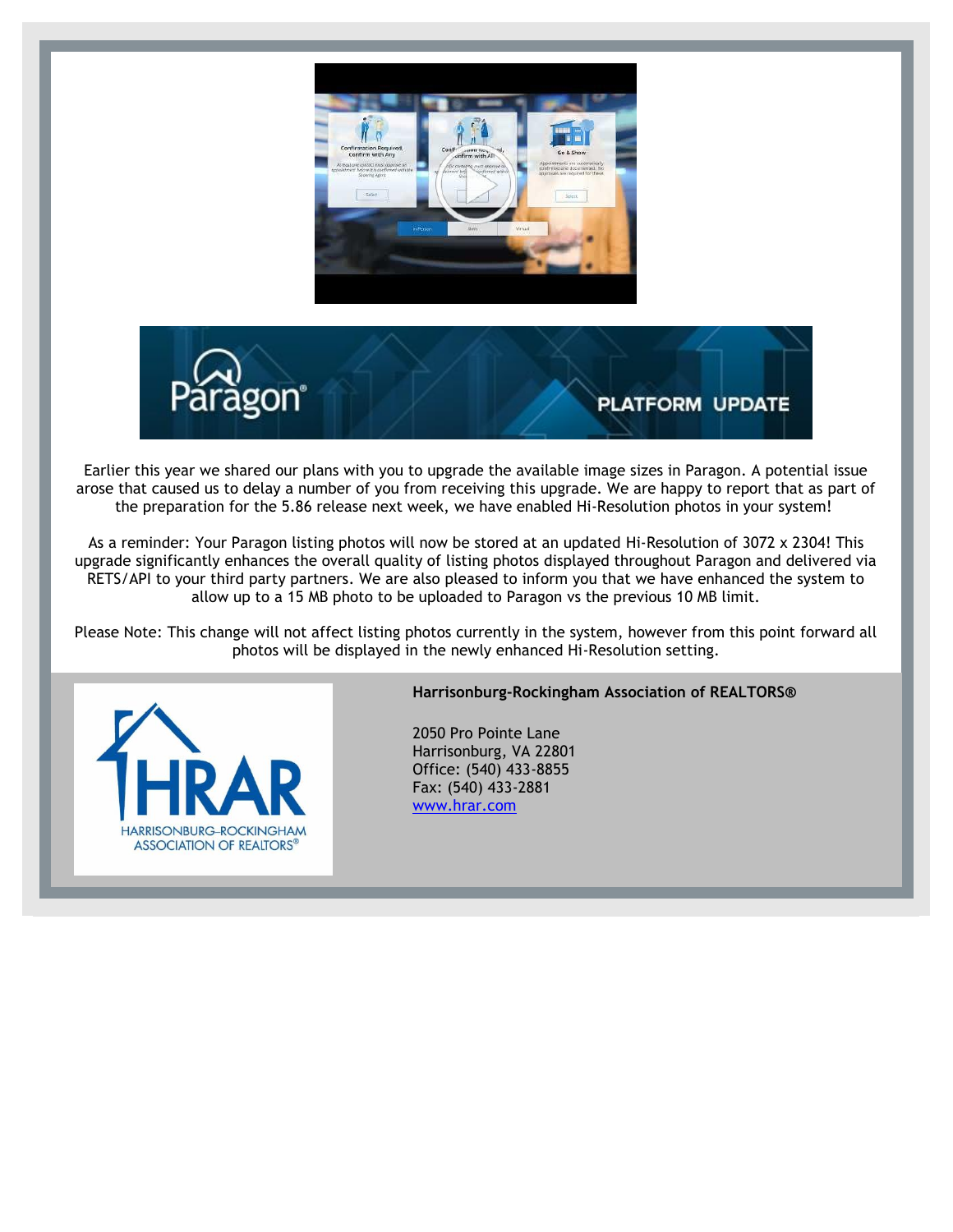Earlier this year we shared our plans with you to upgrade the available image sizes in Paragon. A potential issue arose that caused us to delay a number of you from receiving this upgrade. We are happy to report that as part of the preparation for the 5.86 release next week, we have enabled Hi-Resolution photos in your system!

As a reminder: Your Paragon listing photos will now be stored at an updated Hi-Resolution of 3072 x 2304! This upgrade significantly enhances the overall quality of listing photos displayed throughout Paragon and delivered via RETS/API to your third party partners. We are also pleased to inform you that we have enhanced the system to allow up to a 15 MB photo to be uploaded to Paragon vs the previous 10 MB limit.

Please Note: This change will not affect listing photos currently in the system, however from this point forward all photos will be displayed in the newly enhanced Hi-Resolution setting.

**Harrisonburg-Rockingham Association of REALTORS®**

2050 Pro Pointe Lane
Harrisonburg, VA 22801
Office: (540) 433-8855
Fax: (540) 433-2881
www.hrar.com